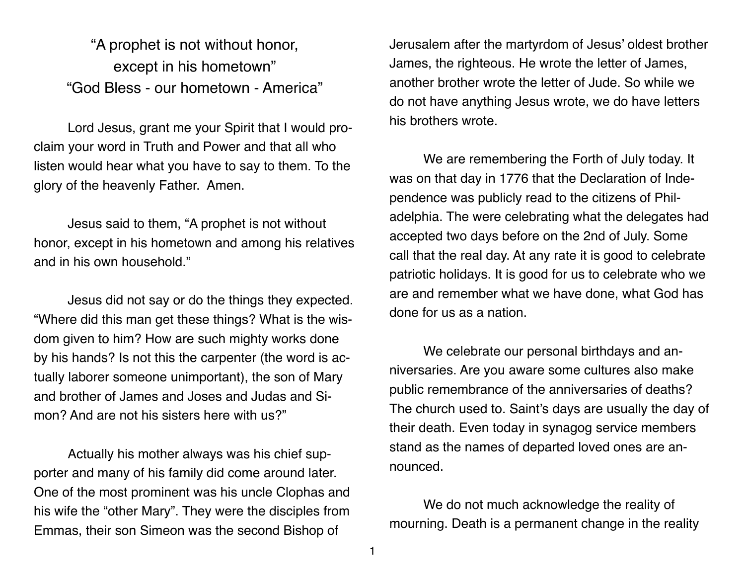# "A prophet is not without honor, except in his hometown" "God Bless - our hometown - America"

Lord Jesus, grant me your Spirit that I would proclaim your word in Truth and Power and that all who listen would hear what you have to say to them. To the glory of the heavenly Father. Amen.

Jesus said to them, "A prophet is not without honor, except in his hometown and among his relatives and in his own household."

Jesus did not say or do the things they expected. "Where did this man get these things? What is the wisdom given to him? How are such mighty works done by his hands? Is not this the carpenter (the word is actually laborer someone unimportant), the son of Mary and brother of James and Joses and Judas and Simon? And are not his sisters here with us?"

Actually his mother always was his chief supporter and many of his family did come around later. One of the most prominent was his uncle Clophas and his wife the "other Mary". They were the disciples from Emmas, their son Simeon was the second Bishop of Jerusalem after the martyrdom of Jesus' oldest brother James, the righteous. He wrote the letter of James, another brother wrote the letter of Jude. So while we do not have anything Jesus wrote, we do have letters his brothers wrote.

We are remembering the Forth of July today. It was on that day in 1776 that the Declaration of Independence was publicly read to the citizens of Philadelphia. The were celebrating what the delegates had accepted two days before on the 2nd of July. Some call that the real day. At any rate it is good to celebrate patriotic holidays. It is good for us to celebrate who we are and remember what we have done, what God has done for us as a nation.

We celebrate our personal birthdays and anniversaries. Are you aware some cultures also make public remembrance of the anniversaries of deaths? The church used to. Saint's days are usually the day of their death. Even today in synagog service members stand as the names of departed loved ones are announced.

We do not much acknowledge the reality of mourning. Death is a permanent change in the reality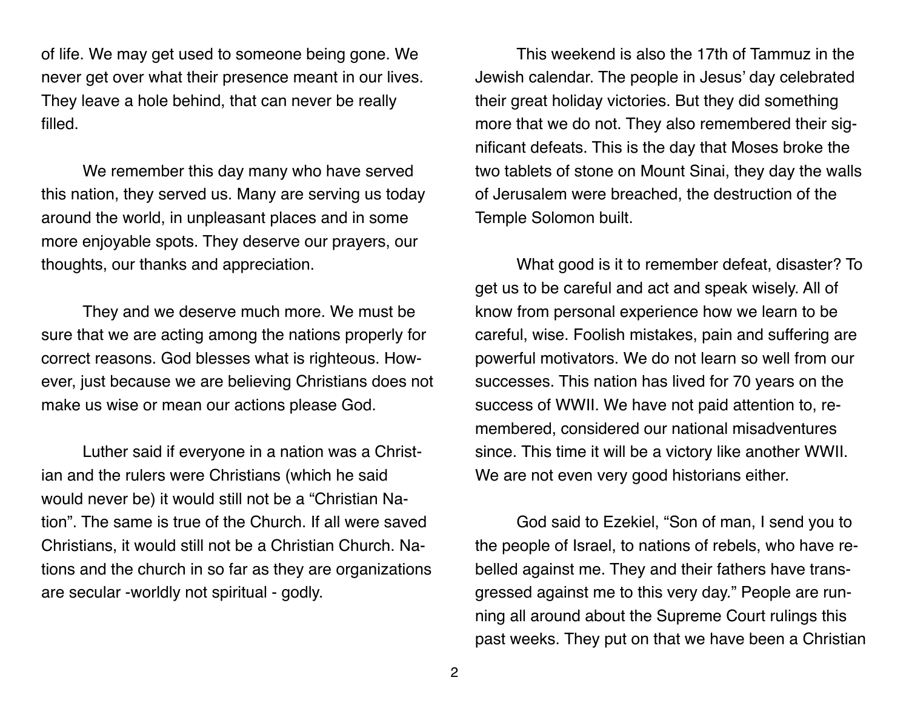of life. We may get used to someone being gone. We never get over what their presence meant in our lives. They leave a hole behind, that can never be really filled.

We remember this day many who have served this nation, they served us. Many are serving us today around the world, in unpleasant places and in some more enjoyable spots. They deserve our prayers, our thoughts, our thanks and appreciation.

They and we deserve much more. We must be sure that we are acting among the nations properly for correct reasons. God blesses what is righteous. However, just because we are believing Christians does not make us wise or mean our actions please God.

Luther said if everyone in a nation was a Christian and the rulers were Christians (which he said would never be) it would still not be a "Christian Nation". The same is true of the Church. If all were saved Christians, it would still not be a Christian Church. Nations and the church in so far as they are organizations are secular -worldly not spiritual - godly.

This weekend is also the 17th of Tammuz in the Jewish calendar. The people in Jesus' day celebrated their great holiday victories. But they did something more that we do not. They also remembered their significant defeats. This is the day that Moses broke the two tablets of stone on Mount Sinai, they day the walls of Jerusalem were breached, the destruction of the Temple Solomon built.

What good is it to remember defeat, disaster? To get us to be careful and act and speak wisely. All of know from personal experience how we learn to be careful, wise. Foolish mistakes, pain and suffering are powerful motivators. We do not learn so well from our successes. This nation has lived for 70 years on the success of WWII. We have not paid attention to, remembered, considered our national misadventures since. This time it will be a victory like another WWII. We are not even very good historians either.

God said to Ezekiel, "Son of man, I send you to the people of Israel, to nations of rebels, who have rebelled against me. They and their fathers have transgressed against me to this very day." People are running all around about the Supreme Court rulings this past weeks. They put on that we have been a Christian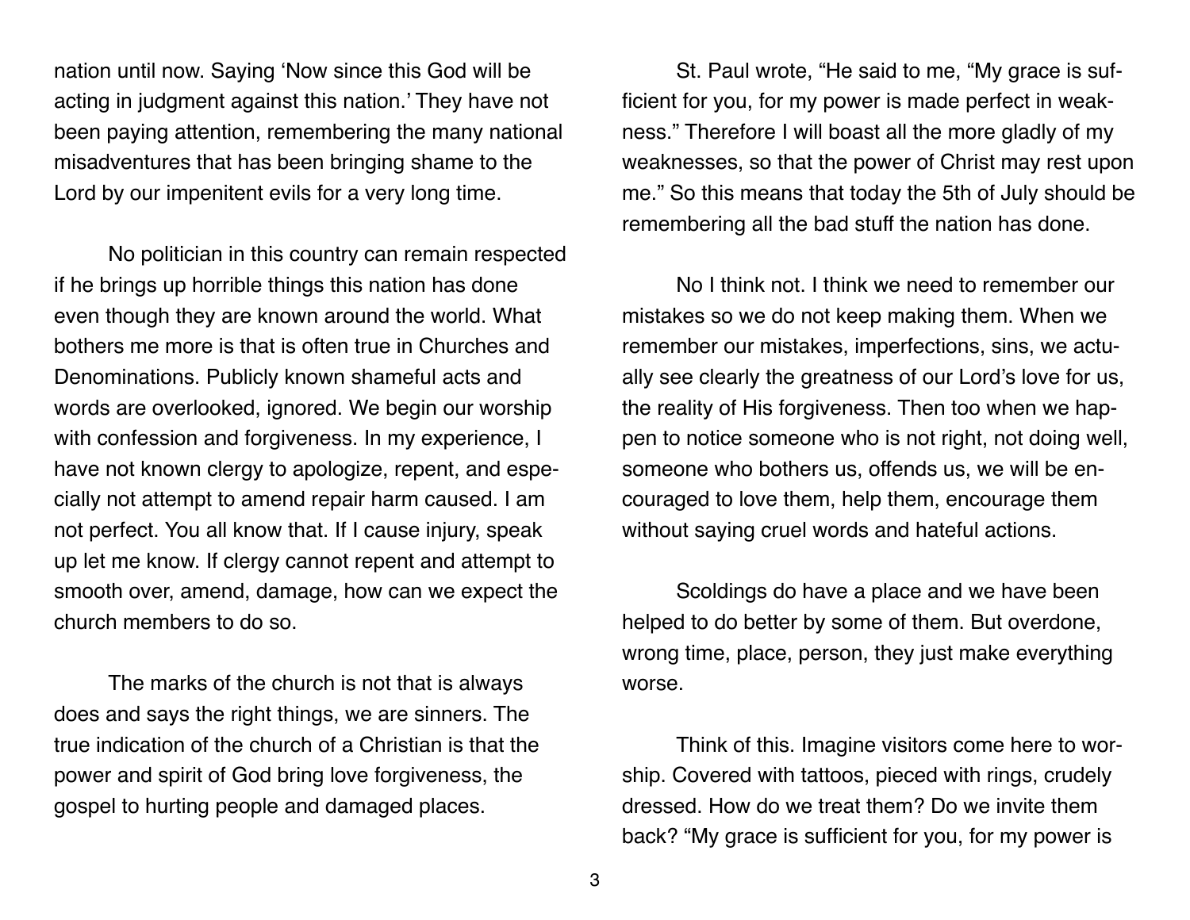nation until now. Saying ‘Now since this God will be acting in judgment against this nation.’ They have not been paying attention, remembering the many national misadventures that has been bringing shame to the Lord by our impenitent evils for a very long time.

No politician in this country can remain respected if he brings up horrible things this nation has done even though they are known around the world. What bothers me more is that is often true in Churches and Denominations. Publicly known shameful acts and words are overlooked, ignored. We begin our worship with confession and forgiveness. In my experience, I have not known clergy to apologize, repent, and especially not attempt to amend repair harm caused. I am not perfect. You all know that. If I cause injury, speak up let me know. If clergy cannot repent and attempt to smooth over, amend, damage, how can we expect the church members to do so.

The marks of the church is not that is always does and says the right things, we are sinners. The true indication of the church of a Christian is that the power and spirit of God bring love forgiveness, the gospel to hurting people and damaged places.

St. Paul wrote, “He said to me, “My grace is sufficient for you, for my power is made perfect in weakness.” Therefore I will boast all the more gladly of my weaknesses, so that the power of Christ may rest upon me.” So this means that today the 5th of July should be remembering all the bad stuff the nation has done.

No I think not. I think we need to remember our mistakes so we do not keep making them. When we remember our mistakes, imperfections, sins, we actually see clearly the greatness of our Lord’s love for us, the reality of His forgiveness. Then too when we happen to notice someone who is not right, not doing well, someone who bothers us, offends us, we will be encouraged to love them, help them, encourage them without saying cruel words and hateful actions.

Scoldings do have a place and we have been helped to do better by some of them. But overdone, wrong time, place, person, they just make everything worse.

Think of this. Imagine visitors come here to worship. Covered with tattoos, pieced with rings, crudely dressed. How do we treat them? Do we invite them back? “My grace is sufficient for you, for my power is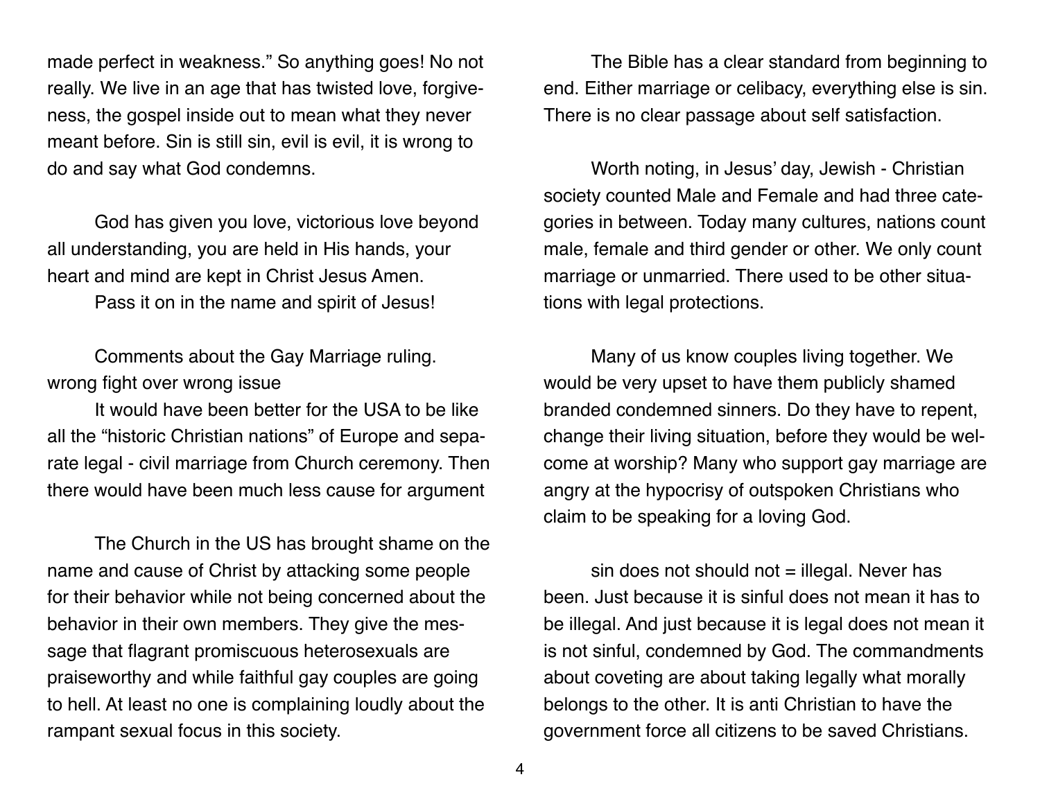made perfect in weakness." So anything goes! No not really. We live in an age that has twisted love, forgiveness, the gospel inside out to mean what they never meant before. Sin is still sin, evil is evil, it is wrong to do and say what God condemns.

God has given you love, victorious love beyond all understanding, you are held in His hands, your heart and mind are kept in Christ Jesus Amen.

Pass it on in the name and spirit of Jesus!

Comments about the Gay Marriage ruling.
wrong fight over wrong issue

It would have been better for the USA to be like all the "historic Christian nations" of Europe and separate legal - civil marriage from Church ceremony. Then there would have been much less cause for argument

The Church in the US has brought shame on the name and cause of Christ by attacking some people for their behavior while not being concerned about the behavior in their own members. They give the message that flagrant promiscuous heterosexuals are praiseworthy and while faithful gay couples are going to hell. At least no one is complaining loudly about the rampant sexual focus in this society.

The Bible has a clear standard from beginning to end. Either marriage or celibacy, everything else is sin. There is no clear passage about self satisfaction.

Worth noting, in Jesus' day, Jewish - Christian society counted Male and Female and had three categories in between. Today many cultures, nations count male, female and third gender or other. We only count marriage or unmarried. There used to be other situations with legal protections.

Many of us know couples living together. We would be very upset to have them publicly shamed branded condemned sinners. Do they have to repent, change their living situation, before they would be welcome at worship? Many who support gay marriage are angry at the hypocrisy of outspoken Christians who claim to be speaking for a loving God.

sin does not should not = illegal. Never has been. Just because it is sinful does not mean it has to be illegal. And just because it is legal does not mean it is not sinful, condemned by God. The commandments about coveting are about taking legally what morally belongs to the other. It is anti Christian to have the government force all citizens to be saved Christians.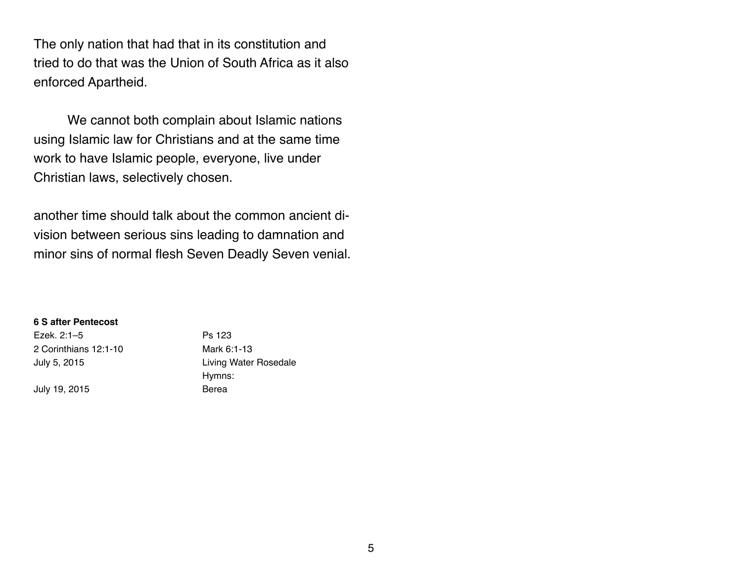The only nation that had that in its constitution and tried to do that was the Union of South Africa as it also enforced Apartheid.

We cannot both complain about Islamic nations using Islamic law for Christians and at the same time work to have Islamic people, everyone, live under Christian laws, selectively chosen.

another time should talk about the common ancient division between serious sins leading to damnation and minor sins of normal flesh Seven Deadly Seven venial.

**6 S after Pentecost**

| | |
|---|---|
| Ezek. 2:1–5 | Ps 123 |
| 2 Corinthians 12:1-10 | Mark 6:1-13 |
| July 5, 2015 | Living Water Rosedale |
| | Hymns: |
| July 19, 2015 | Berea |